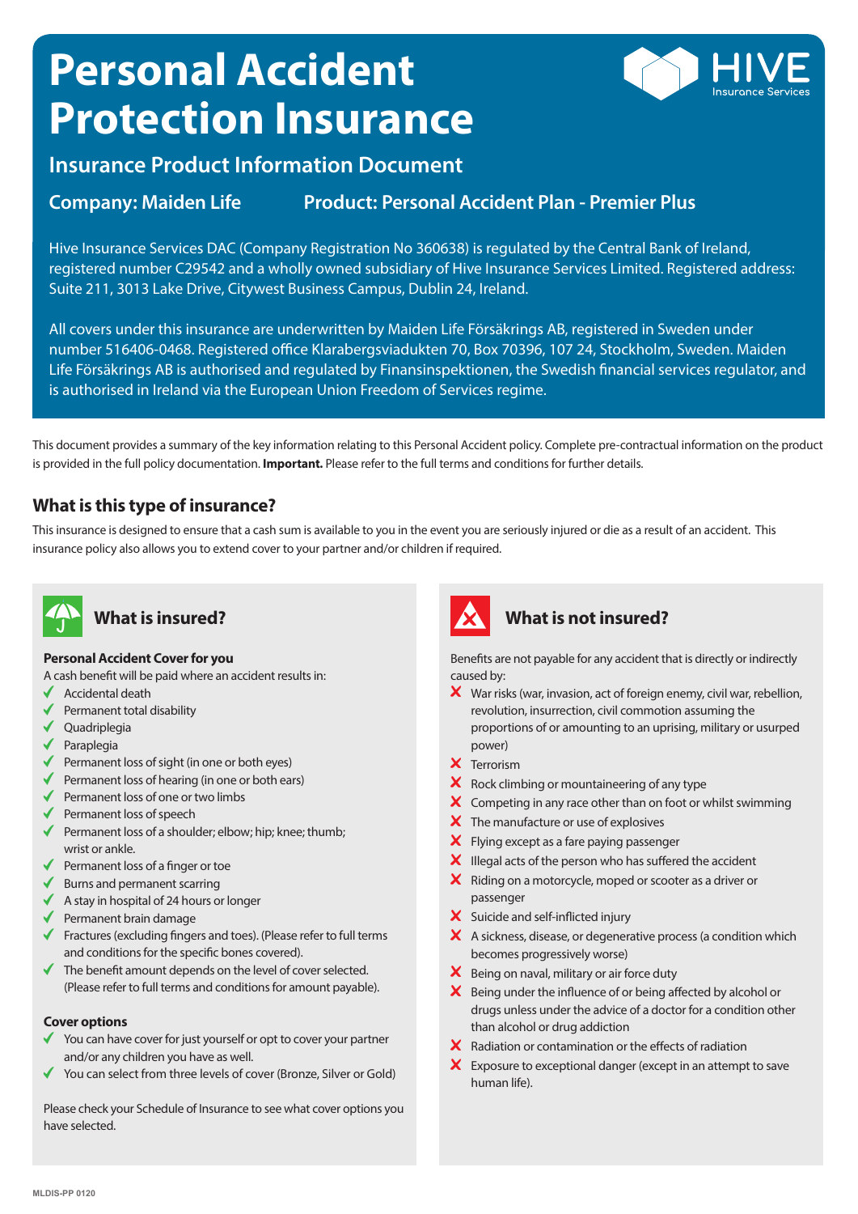# Personal Accident Protection Insurance

## Insurance Product Information Document

**Company: Maiden Life** **Product: Personal Accident Plan - Premier Plus**

Hive Insurance Services DAC (Company Registration No 360638) is regulated by the Central Bank of Ireland, registered number C29542 and a wholly owned subsidiary of Hive Insurance Services Limited. Registered address: Suite 211, 3013 Lake Drive, Citywest Business Campus, Dublin 24, Ireland.

All covers under this insurance are underwritten by Maiden Life Försäkrings AB, registered in Sweden under number 516406-0468. Registered office Klarabergsviadukten 70, Box 70396, 107 24, Stockholm, Sweden. Maiden Life Försäkrings AB is authorised and regulated by Finansinspektionen, the Swedish financial services regulator, and is authorised in Ireland via the European Union Freedom of Services regime.

This document provides a summary of the key information relating to this Personal Accident policy. Complete pre-contractual information on the product is provided in the full policy documentation. **Important.** Please refer to the full terms and conditions for further details.

### What is this type of insurance?

This insurance is designed to ensure that a cash sum is available to you in the event you are seriously injured or die as a result of an accident. This insurance policy also allows you to extend cover to your partner and/or children if required.

### What is insured?

**Personal Accident Cover for you**

A cash benefit will be paid where an accident results in:

- ✓ Accidental death
- ✓ Permanent total disability
- ✓ Quadriplegia
- ✓ Paraplegia
- ✓ Permanent loss of sight (in one or both eyes)
- ✓ Permanent loss of hearing (in one or both ears)
- ✓ Permanent loss of one or two limbs
- ✓ Permanent loss of speech
- ✓ Permanent loss of a shoulder; elbow; hip; knee; thumb; wrist or ankle.
- ✓ Permanent loss of a finger or toe
- ✓ Burns and permanent scarring
- ✓ A stay in hospital of 24 hours or longer
- ✓ Permanent brain damage
- ✓ Fractures (excluding fingers and toes). (Please refer to full terms and conditions for the specific bones covered).
- ✓ The benefit amount depends on the level of cover selected. (Please refer to full terms and conditions for amount payable).

**Cover options**

- ✓ You can have cover for just yourself or opt to cover your partner and/or any children you have as well.
- ✓ You can select from three levels of cover (Bronze, Silver or Gold)

Please check your Schedule of Insurance to see what cover options you have selected.

### What is not insured?

Benefits are not payable for any accident that is directly or indirectly caused by:

- ✗ War risks (war, invasion, act of foreign enemy, civil war, rebellion, revolution, insurrection, civil commotion assuming the proportions of or amounting to an uprising, military or usurped power)
- ✗ Terrorism
- ✗ Rock climbing or mountaineering of any type
- ✗ Competing in any race other than on foot or whilst swimming
- ✗ The manufacture or use of explosives
- ✗ Flying except as a fare paying passenger
- ✗ Illegal acts of the person who has suffered the accident
- ✗ Riding on a motorcycle, moped or scooter as a driver or passenger
- ✗ Suicide and self-inflicted injury
- ✗ A sickness, disease, or degenerative process (a condition which becomes progressively worse)
- ✗ Being on naval, military or air force duty
- ✗ Being under the influence of or being affected by alcohol or drugs unless under the advice of a doctor for a condition other than alcohol or drug addiction
- ✗ Radiation or contamination or the effects of radiation
- ✗ Exposure to exceptional danger (except in an attempt to save human life).

MLDIS-PP 0120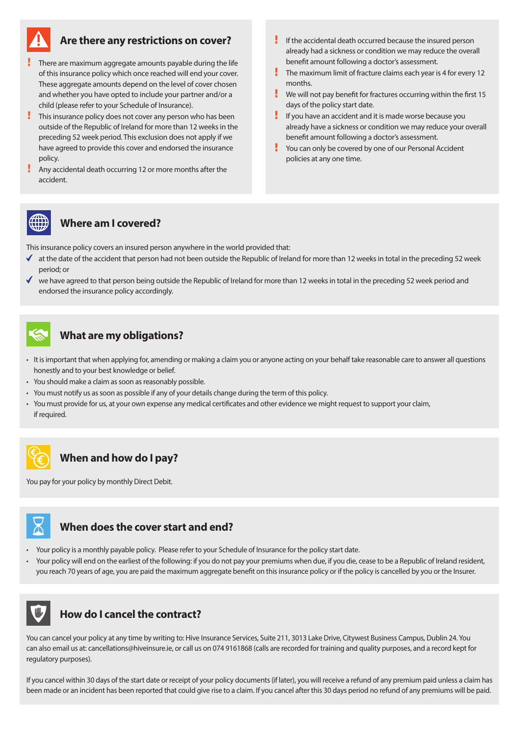## Are there any restrictions on cover?

- There are maximum aggregate amounts payable during the life of this insurance policy which once reached will end your cover. These aggregate amounts depend on the level of cover chosen and whether you have opted to include your partner and/or a child (please refer to your Schedule of Insurance).
- This insurance policy does not cover any person who has been outside of the Republic of Ireland for more than 12 weeks in the preceding 52 week period. This exclusion does not apply if we have agreed to provide this cover and endorsed the insurance policy.
- Any accidental death occurring 12 or more months after the accident.
- If the accidental death occurred because the insured person already had a sickness or condition we may reduce the overall benefit amount following a doctor's assessment.
- The maximum limit of fracture claims each year is 4 for every 12 months.
- We will not pay benefit for fractures occurring within the first 15 days of the policy start date.
- If you have an accident and it is made worse because you already have a sickness or condition we may reduce your overall benefit amount following a doctor's assessment.
- You can only be covered by one of our Personal Accident policies at any one time.

## Where am I covered?

This insurance policy covers an insured person anywhere in the world provided that:

- ✓ at the date of the accident that person had not been outside the Republic of Ireland for more than 12 weeks in total in the preceding 52 week period; or
- ✓ we have agreed to that person being outside the Republic of Ireland for more than 12 weeks in total in the preceding 52 week period and endorsed the insurance policy accordingly.

## What are my obligations?

- It is important that when applying for, amending or making a claim you or anyone acting on your behalf take reasonable care to answer all questions honestly and to your best knowledge or belief.
- You should make a claim as soon as reasonably possible.
- You must notify us as soon as possible if any of your details change during the term of this policy.
- You must provide for us, at your own expense any medical certificates and other evidence we might request to support your claim, if required.

## When and how do I pay?

You pay for your policy by monthly Direct Debit.

## When does the cover start and end?

- Your policy is a monthly payable policy. Please refer to your Schedule of Insurance for the policy start date.
- Your policy will end on the earliest of the following: if you do not pay your premiums when due, if you die, cease to be a Republic of Ireland resident, you reach 70 years of age, you are paid the maximum aggregate benefit on this insurance policy or if the policy is cancelled by you or the Insurer.

## How do I cancel the contract?

You can cancel your policy at any time by writing to: Hive Insurance Services, Suite 211, 3013 Lake Drive, Citywest Business Campus, Dublin 24. You can also email us at: cancellations@hiveinsure.ie, or call us on 074 9161868 (calls are recorded for training and quality purposes, and a record kept for regulatory purposes).

If you cancel within 30 days of the start date or receipt of your policy documents (if later), you will receive a refund of any premium paid unless a claim has been made or an incident has been reported that could give rise to a claim. If you cancel after this 30 days period no refund of any premiums will be paid.